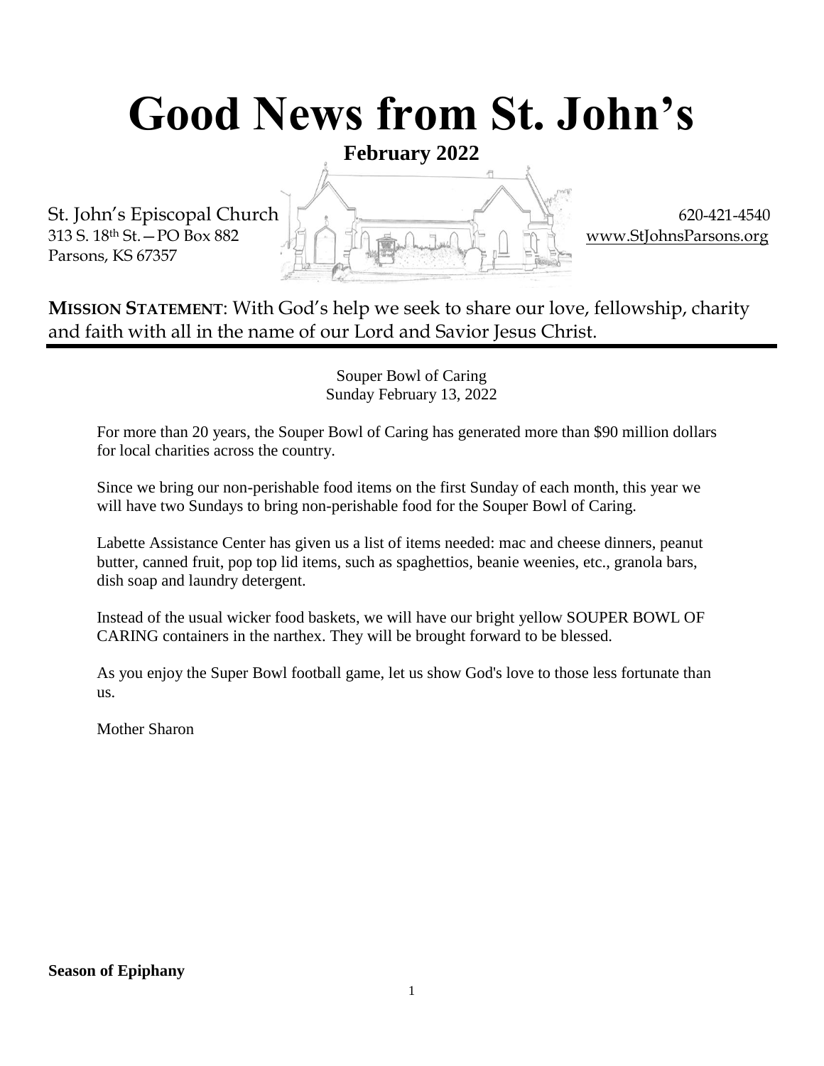# Good News from St. John's

**February 2022**

St. John's Episcopal Church
313 S. 18th St.—PO Box 882
Parsons, KS 67357

620-421-4540
www.StJohnsParsons.org

**MISSION STATEMENT**: With God's help we seek to share our love, fellowship, charity and faith with all in the name of our Lord and Savior Jesus Christ.

---

Souper Bowl of Caring
Sunday February 13, 2022

For more than 20 years, the Souper Bowl of Caring has generated more than $90 million dollars for local charities across the country.

Since we bring our non-perishable food items on the first Sunday of each month, this year we will have two Sundays to bring non-perishable food for the Souper Bowl of Caring.

Labette Assistance Center has given us a list of items needed: mac and cheese dinners, peanut butter, canned fruit, pop top lid items, such as spaghettios, beanie weenies, etc., granola bars, dish soap and laundry detergent.

Instead of the usual wicker food baskets, we will have our bright yellow SOUPER BOWL OF CARING containers in the narthex. They will be brought forward to be blessed.

As you enjoy the Super Bowl football game, let us show God's love to those less fortunate than us.

Mother Sharon

**Season of Epiphany**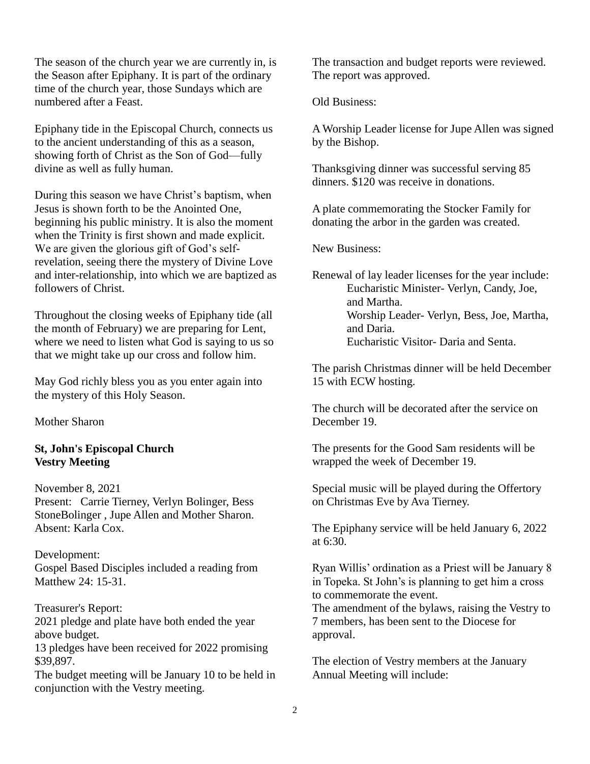The season of the church year we are currently in, is the Season after Epiphany. It is part of the ordinary time of the church year, those Sundays which are numbered after a Feast.

Epiphany tide in the Episcopal Church, connects us to the ancient understanding of this as a season, showing forth of Christ as the Son of God—fully divine as well as fully human.

During this season we have Christ's baptism, when Jesus is shown forth to be the Anointed One, beginning his public ministry. It is also the moment when the Trinity is first shown and made explicit. We are given the glorious gift of God's self-revelation, seeing there the mystery of Divine Love and inter-relationship, into which we are baptized as followers of Christ.

Throughout the closing weeks of Epiphany tide (all the month of February) we are preparing for Lent, where we need to listen what God is saying to us so that we might take up our cross and follow him.

May God richly bless you as you enter again into the mystery of this Holy Season.

Mother Sharon

**St, John's Episcopal Church**
**Vestry Meeting**

November 8, 2021
Present: Carrie Tierney, Verlyn Bolinger, Bess StoneBolinger , Jupe Allen and Mother Sharon.
Absent: Karla Cox.

Development:
Gospel Based Disciples included a reading from Matthew 24: 15-31.

Treasurer's Report:
2021 pledge and plate have both ended the year above budget.
13 pledges have been received for 2022 promising $39,897.
The budget meeting will be January 10 to be held in conjunction with the Vestry meeting.

The transaction and budget reports were reviewed. The report was approved.

Old Business:

A Worship Leader license for Jupe Allen was signed by the Bishop.

Thanksgiving dinner was successful serving 85 dinners. $120 was receive in donations.

A plate commemorating the Stocker Family for donating the arbor in the garden was created.

New Business:

Renewal of lay leader licenses for the year include:
- Eucharistic Minister- Verlyn, Candy, Joe, and Martha.
- Worship Leader- Verlyn, Bess, Joe, Martha, and Daria.
- Eucharistic Visitor- Daria and Senta.

The parish Christmas dinner will be held December 15 with ECW hosting.

The church will be decorated after the service on December 19.

The presents for the Good Sam residents will be wrapped the week of December 19.

Special music will be played during the Offertory on Christmas Eve by Ava Tierney.

The Epiphany service will be held January 6, 2022 at 6:30.

Ryan Willis' ordination as a Priest will be January 8 in Topeka. St John's is planning to get him a cross to commemorate the event.
The amendment of the bylaws, raising the Vestry to 7 members, has been sent to the Diocese for approval.

The election of Vestry members at the January Annual Meeting will include: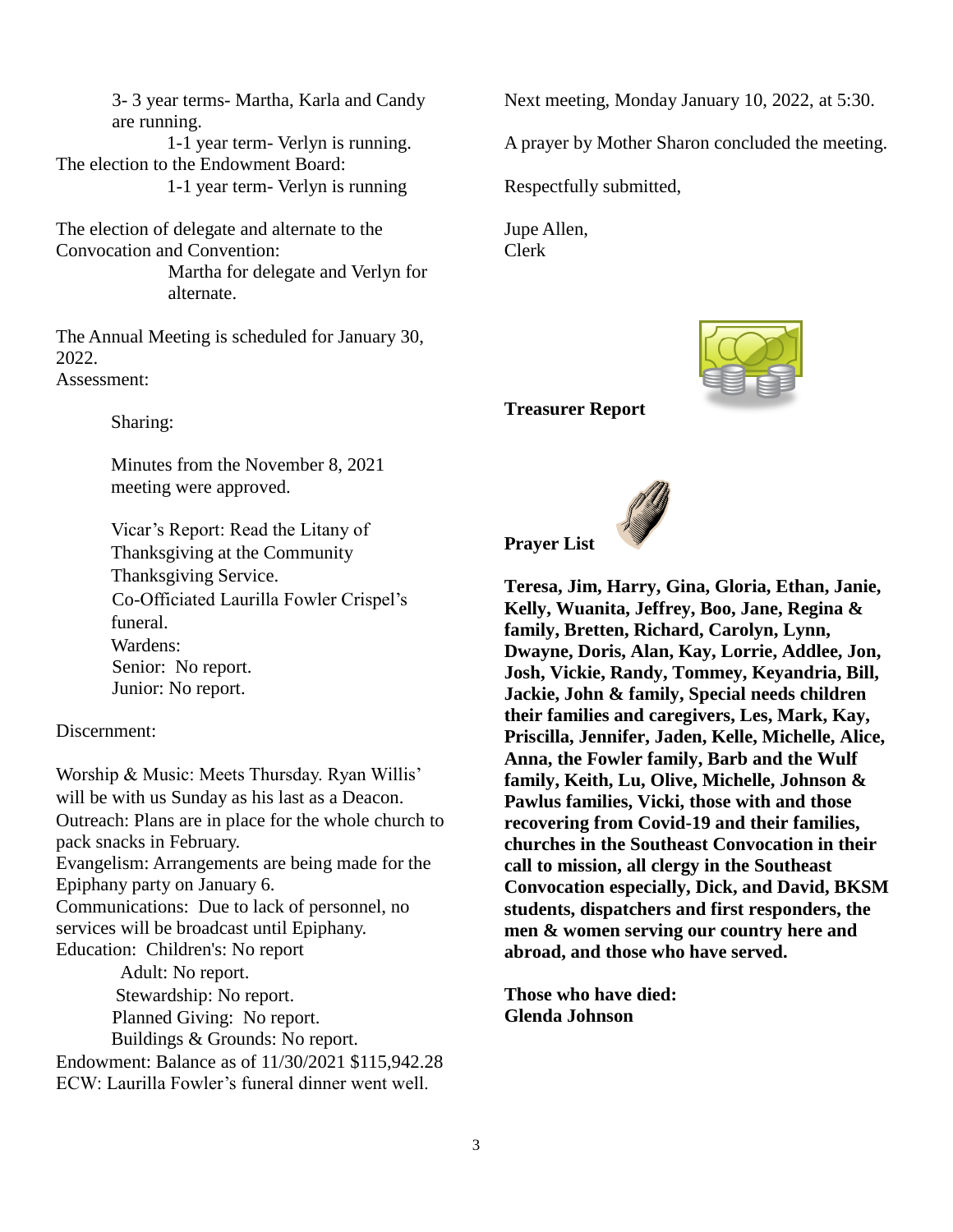3- 3 year terms- Martha, Karla and Candy are running.

1-1 year term- Verlyn is running.

The election to the Endowment Board:

1-1 year term- Verlyn is running

The election of delegate and alternate to the Convocation and Convention:

Martha for delegate and Verlyn for alternate.

The Annual Meeting is scheduled for January 30, 2022.

Assessment:

Sharing:

Minutes from the November 8, 2021 meeting were approved.

Vicar's Report: Read the Litany of Thanksgiving at the Community Thanksgiving Service.
Co-Officiated Laurilla Fowler Crispel's funeral.
Wardens:
Senior: No report.
Junior: No report.

Discernment:

Worship & Music: Meets Thursday. Ryan Willis' will be with us Sunday as his last as a Deacon.
Outreach: Plans are in place for the whole church to pack snacks in February.
Evangelism: Arrangements are being made for the Epiphany party on January 6.
Communications: Due to lack of personnel, no services will be broadcast until Epiphany.
Education: Children's: No report
Adult: No report.
Stewardship: No report.
Planned Giving: No report.
Buildings & Grounds: No report.
Endowment: Balance as of 11/30/2021 $115,942.28
ECW: Laurilla Fowler's funeral dinner went well.

Next meeting, Monday January 10, 2022, at 5:30.

A prayer by Mother Sharon concluded the meeting.

Respectfully submitted,

Jupe Allen,
Clerk

**Treasurer Report**

**Prayer List**

**Teresa, Jim, Harry, Gina, Gloria, Ethan, Janie, Kelly, Wuanita, Jeffrey, Boo, Jane, Regina & family, Bretten, Richard, Carolyn, Lynn, Dwayne, Doris, Alan, Kay, Lorrie, Addlee, Jon, Josh, Vickie, Randy, Tommey, Keyandria, Bill, Jackie, John & family, Special needs children their families and caregivers, Les, Mark, Kay, Priscilla, Jennifer, Jaden, Kelle, Michelle, Alice, Anna, the Fowler family, Barb and the Wulf family, Keith, Lu, Olive, Michelle, Johnson & Pawlus families, Vicki, those with and those recovering from Covid-19 and their families, churches in the Southeast Convocation in their call to mission, all clergy in the Southeast Convocation especially, Dick, and David, BKSM students, dispatchers and first responders, the men & women serving our country here and abroad, and those who have served.**

**Those who have died:**
**Glenda Johnson**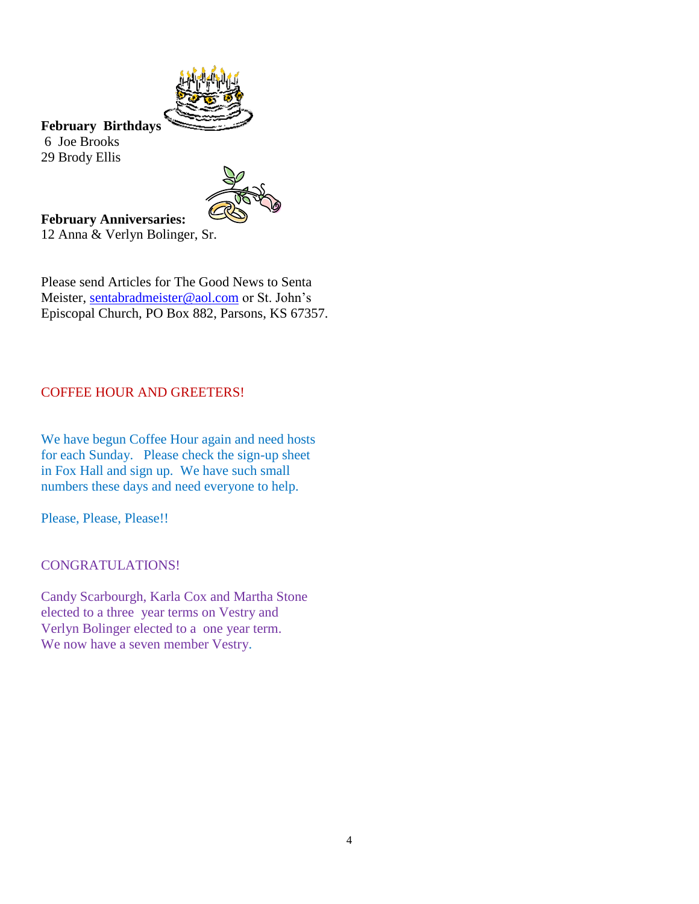**February Birthdays**

6 Joe Brooks
29 Brody Ellis

**February Anniversaries:**

12 Anna & Verlyn Bolinger, Sr.

Please send Articles for The Good News to Senta Meister, sentabradmeister@aol.com or St. John's Episcopal Church, PO Box 882, Parsons, KS 67357.

COFFEE HOUR AND GREETERS!

We have begun Coffee Hour again and need hosts for each Sunday. Please check the sign-up sheet in Fox Hall and sign up. We have such small numbers these days and need everyone to help.

Please, Please, Please!!

CONGRATULATIONS!

Candy Scarbourgh, Karla Cox and Martha Stone elected to a three year terms on Vestry and Verlyn Bolinger elected to a one year term. We now have a seven member Vestry.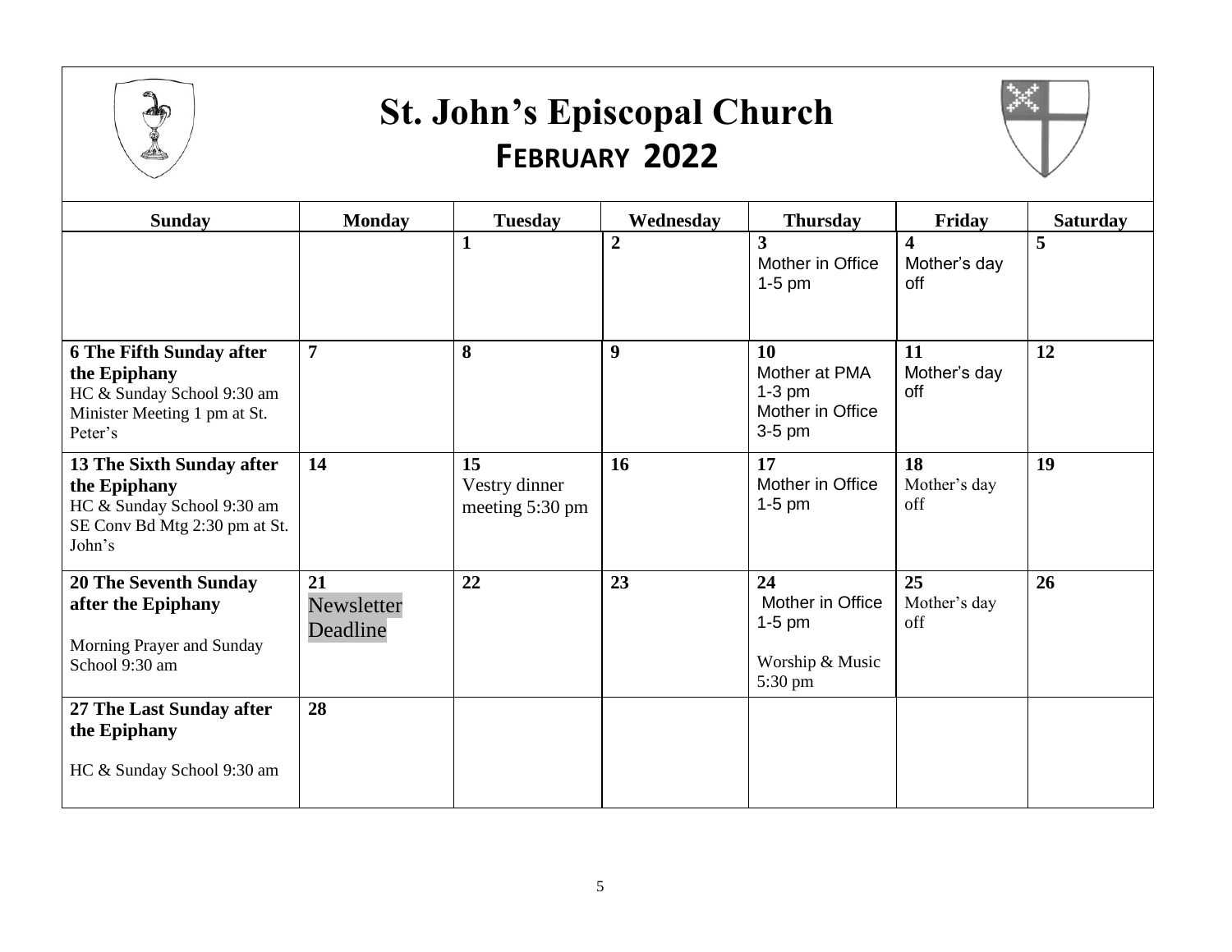# St. John's Episcopal Church

## FEBRUARY 2022

| Sunday | Monday | Tuesday | Wednesday | Thursday | Friday | Saturday |
|---|---|---|---|---|---|---|
| | | **1** | **2** | **3** Mother in Office 1-5 pm | **4** Mother's day off | **5** |
| **6 The Fifth Sunday after the Epiphany** HC & Sunday School 9:30 am Minister Meeting 1 pm at St. Peter's | **7** | **8** | **9** | **10** Mother at PMA 1-3 pm Mother in Office 3-5 pm | **11** Mother's day off | **12** |
| **13 The Sixth Sunday after the Epiphany** HC & Sunday School 9:30 am SE Conv Bd Mtg 2:30 pm at St. John's | **14** | **15** Vestry dinner meeting 5:30 pm | **16** | **17** Mother in Office 1-5 pm | **18** Mother's day off | **19** |
| **20 The Seventh Sunday after the Epiphany** Morning Prayer and Sunday School 9:30 am | **21** Newsletter Deadline | **22** | **23** | **24** Mother in Office 1-5 pm Worship & Music 5:30 pm | **25** Mother's day off | **26** |
| **27 The Last Sunday after the Epiphany** HC & Sunday School 9:30 am | **28** | | | | | |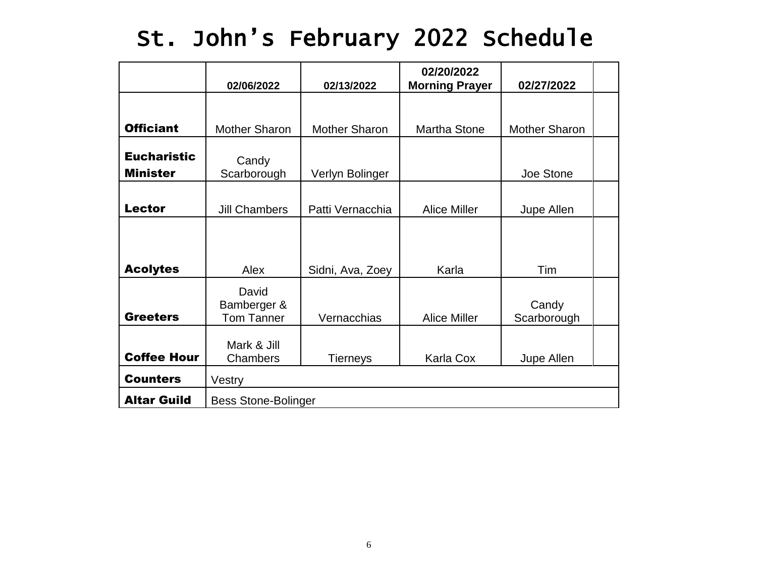# St. John's February 2022 Schedule

| | 02/06/2022 | 02/13/2022 | 02/20/2022 Morning Prayer | 02/27/2022 | |
|---|---|---|---|---|---|
| **Officiant** | Mother Sharon | Mother Sharon | Martha Stone | Mother Sharon | |
| **Eucharistic Minister** | Candy Scarborough | Verlyn Bolinger | | Joe Stone | |
| **Lector** | Jill Chambers | Patti Vernacchia | Alice Miller | Jupe Allen | |
| **Acolytes** | Alex | Sidni, Ava, Zoey | Karla | Tim | |
| **Greeters** | David Bamberger & Tom Tanner | Vernacchias | Alice Miller | Candy Scarborough | |
| **Coffee Hour** | Mark & Jill Chambers | Tierneys | Karla Cox | Jupe Allen | |
| **Counters** | Vestry | | | | |
| **Altar Guild** | Bess Stone-Bolinger | | | | |